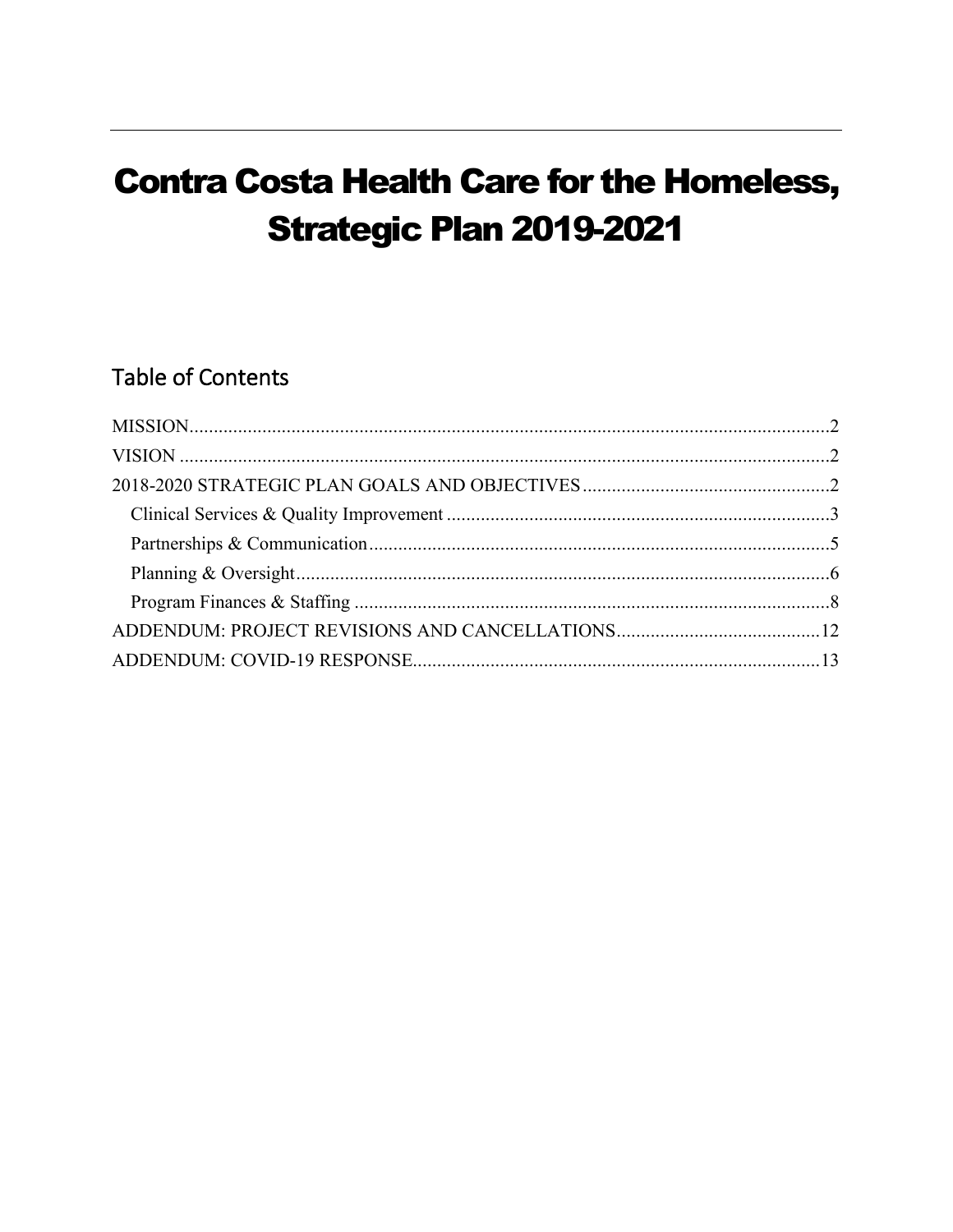# Contra Costa Health Care for the Homeless, Strategic Plan 2019-2021

## Table of Contents

MISSION....................................................................................................................................2

VISION .......................................................................................................................................2

2018-2020 STRATEGIC PLAN GOALS AND OBJECTIVES...................................................2

- Clinical Services & Quality Improvement ...............................................................................3
- Partnerships & Communication................................................................................................5
- Planning & Oversight...............................................................................................................6
- Program Finances & Staffing ...................................................................................................8

ADDENDUM: PROJECT REVISIONS AND CANCELLATIONS..........................................12

ADDENDUM: COVID-19 RESPONSE....................................................................................13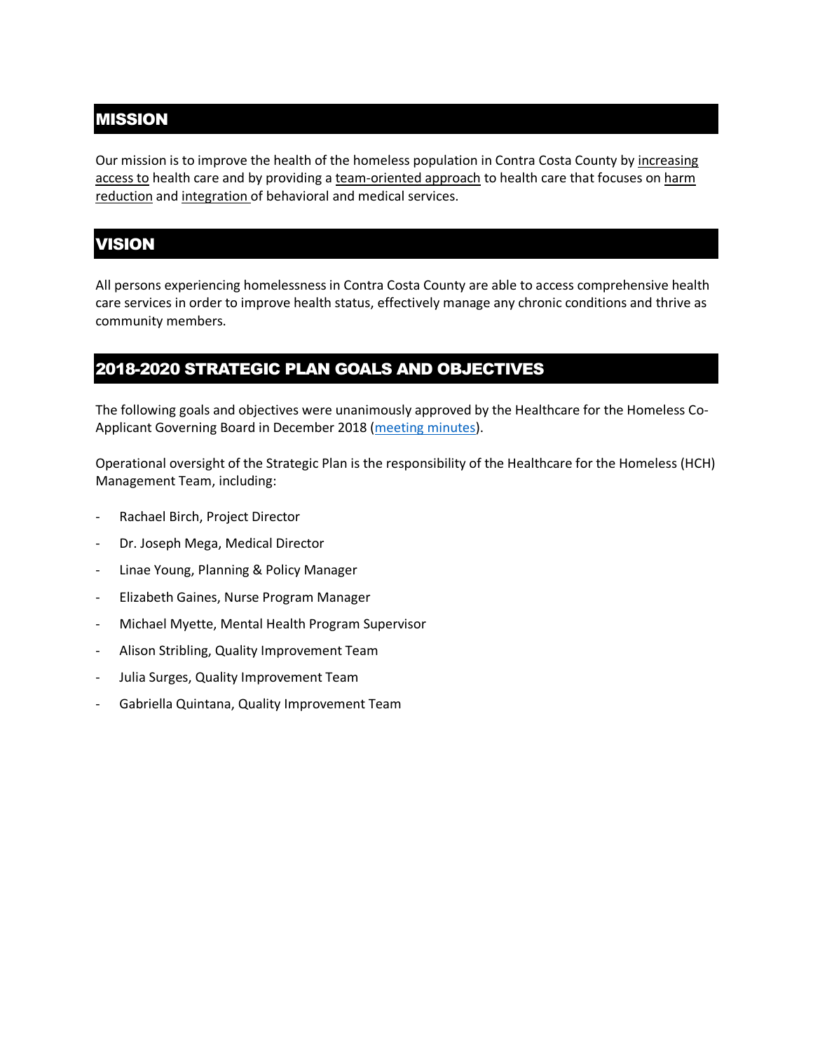## MISSION

Our mission is to improve the health of the homeless population in Contra Costa County by increasing access to health care and by providing a team-oriented approach to health care that focuses on harm reduction and integration of behavioral and medical services.

## VISION

All persons experiencing homelessness in Contra Costa County are able to access comprehensive health care services in order to improve health status, effectively manage any chronic conditions and thrive as community members.

## 2018-2020 STRATEGIC PLAN GOALS AND OBJECTIVES

The following goals and objectives were unanimously approved by the Healthcare for the Homeless Co-Applicant Governing Board in December 2018 (meeting minutes).

Operational oversight of the Strategic Plan is the responsibility of the Healthcare for the Homeless (HCH) Management Team, including:

- Rachael Birch, Project Director
- Dr. Joseph Mega, Medical Director
- Linae Young, Planning & Policy Manager
- Elizabeth Gaines, Nurse Program Manager
- Michael Myette, Mental Health Program Supervisor
- Alison Stribling, Quality Improvement Team
- Julia Surges, Quality Improvement Team
- Gabriella Quintana, Quality Improvement Team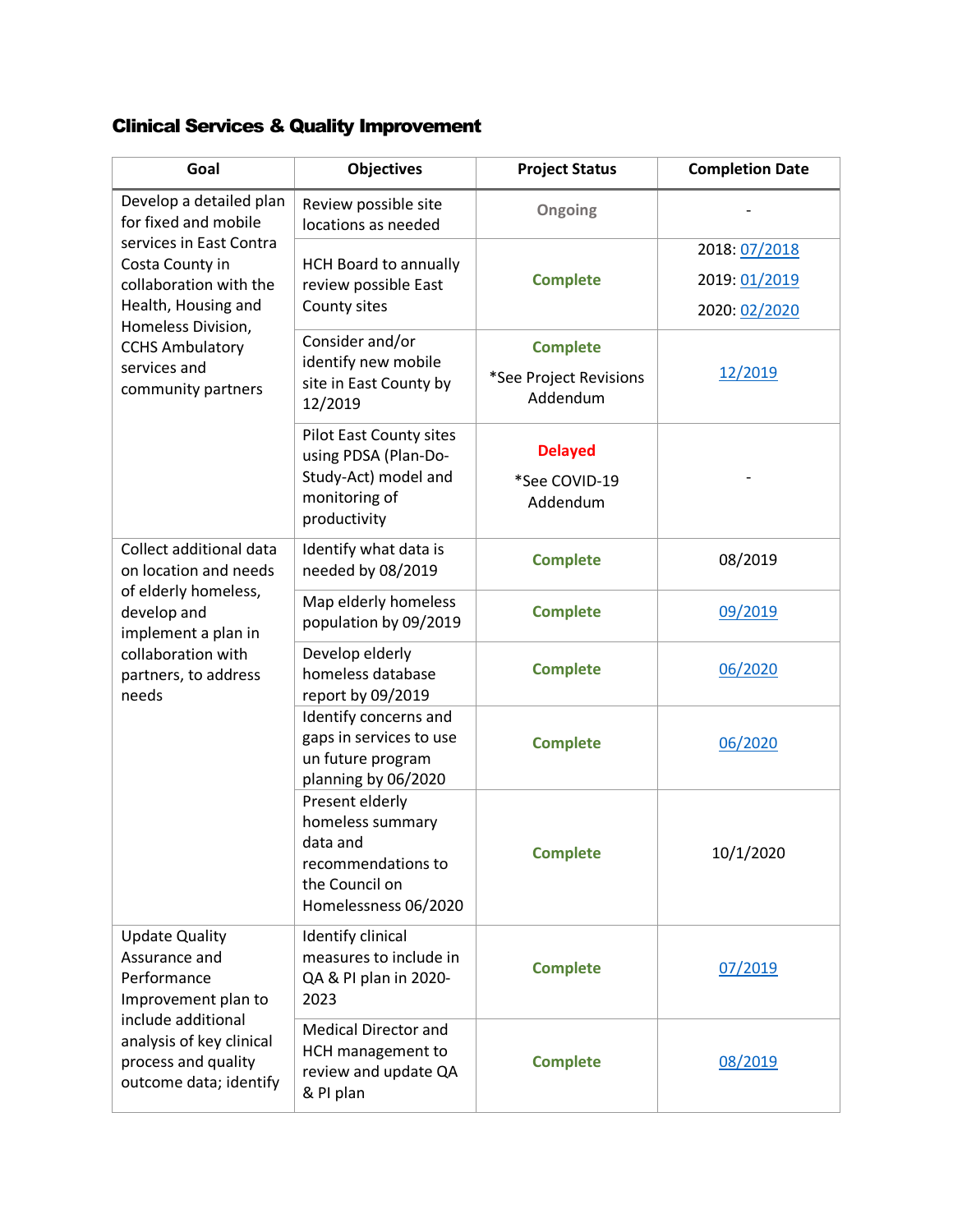## Clinical Services & Quality Improvement

| Goal | Objectives | Project Status | Completion Date |
|---|---|---|---|
| Develop a detailed plan for fixed and mobile services in East Contra Costa County in collaboration with the Health, Housing and Homeless Division, CCHS Ambulatory services and community partners | Review possible site locations as needed | Ongoing | - |
| | HCH Board to annually review possible East County sites | Complete | 2018: 07/2018<br>2019: 01/2019<br>2020: 02/2020 |
| | Consider and/or identify new mobile site in East County by 12/2019 | Complete<br>*See Project Revisions Addendum | 12/2019 |
| | Pilot East County sites using PDSA (Plan-Do-Study-Act) model and monitoring of productivity | Delayed<br>*See COVID-19 Addendum | - |
| Collect additional data on location and needs of elderly homeless, develop and implement a plan in collaboration with partners, to address needs | Identify what data is needed by 08/2019 | Complete | 08/2019 |
| | Map elderly homeless population by 09/2019 | Complete | 09/2019 |
| | Develop elderly homeless database report by 09/2019 | Complete | 06/2020 |
| | Identify concerns and gaps in services to use un future program planning by 06/2020 | Complete | 06/2020 |
| | Present elderly homeless summary data and recommendations to the Council on Homelessness 06/2020 | Complete | 10/1/2020 |
| Update Quality Assurance and Performance Improvement plan to include additional analysis of key clinical process and quality outcome data; identify | Identify clinical measures to include in QA & PI plan in 2020-2023 | Complete | 07/2019 |
| | Medical Director and HCH management to review and update QA & PI plan | Complete | 08/2019 |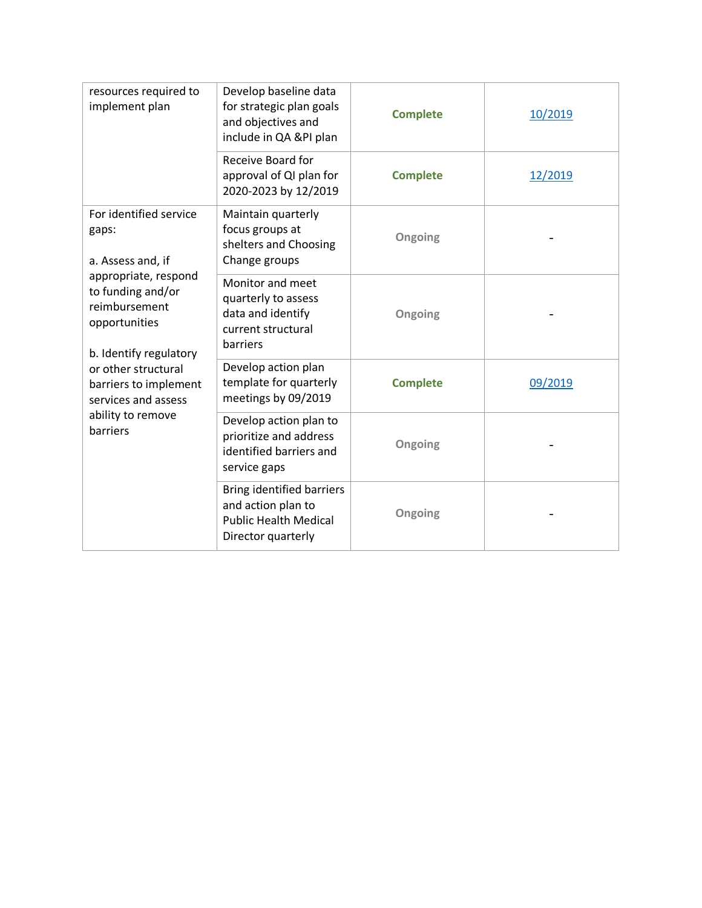| | | | |
|---|---|---|---|
| resources required to implement plan | Develop baseline data for strategic plan goals and objectives and include in QA &PI plan | **Complete** | 10/2019 |
| | Receive Board for approval of QI plan for 2020-2023 by 12/2019 | **Complete** | 12/2019 |
| For identified service gaps:<br><br>a. Assess and, if appropriate, respond to funding and/or reimbursement opportunities<br><br>b. Identify regulatory or other structural barriers to implement services and assess ability to remove barriers | Maintain quarterly focus groups at shelters and Choosing Change groups | **Ongoing** | - |
| | Monitor and meet quarterly to assess data and identify current structural barriers | **Ongoing** | - |
| | Develop action plan template for quarterly meetings by 09/2019 | **Complete** | 09/2019 |
| | Develop action plan to prioritize and address identified barriers and service gaps | **Ongoing** | - |
| | Bring identified barriers and action plan to Public Health Medical Director quarterly | **Ongoing** | - |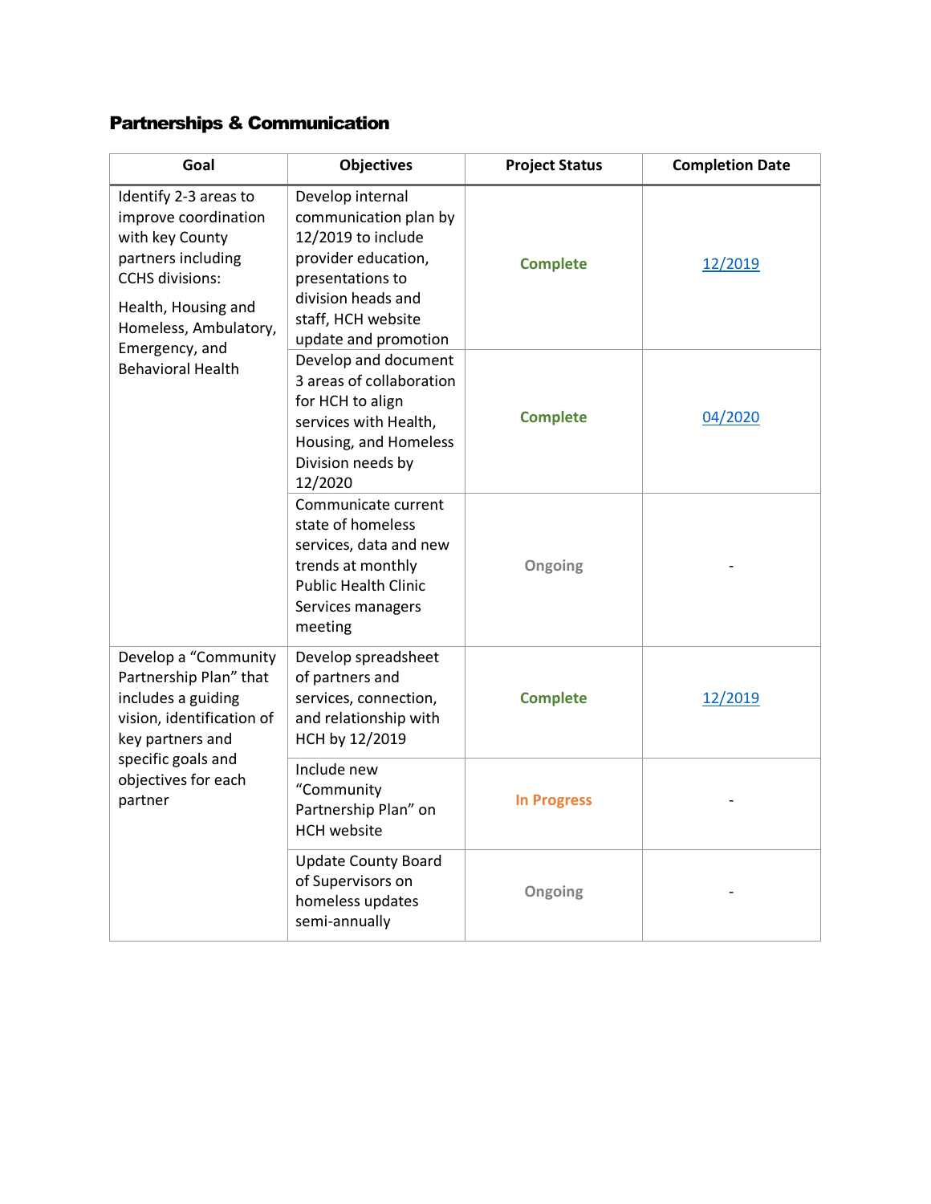## Partnerships & Communication

| Goal | Objectives | Project Status | Completion Date |
|---|---|---|---|
| Identify 2-3 areas to improve coordination with key County partners including CCHS divisions: Health, Housing and Homeless, Ambulatory, Emergency, and Behavioral Health | Develop internal communication plan by 12/2019 to include provider education, presentations to division heads and staff, HCH website update and promotion | Complete | 12/2019 |
| | Develop and document 3 areas of collaboration for HCH to align services with Health, Housing, and Homeless Division needs by 12/2020 | Complete | 04/2020 |
| | Communicate current state of homeless services, data and new trends at monthly Public Health Clinic Services managers meeting | Ongoing | - |
| Develop a "Community Partnership Plan" that includes a guiding vision, identification of key partners and specific goals and objectives for each partner | Develop spreadsheet of partners and services, connection, and relationship with HCH by 12/2019 | Complete | 12/2019 |
| | Include new "Community Partnership Plan" on HCH website | In Progress | - |
| | Update County Board of Supervisors on homeless updates semi-annually | Ongoing | - |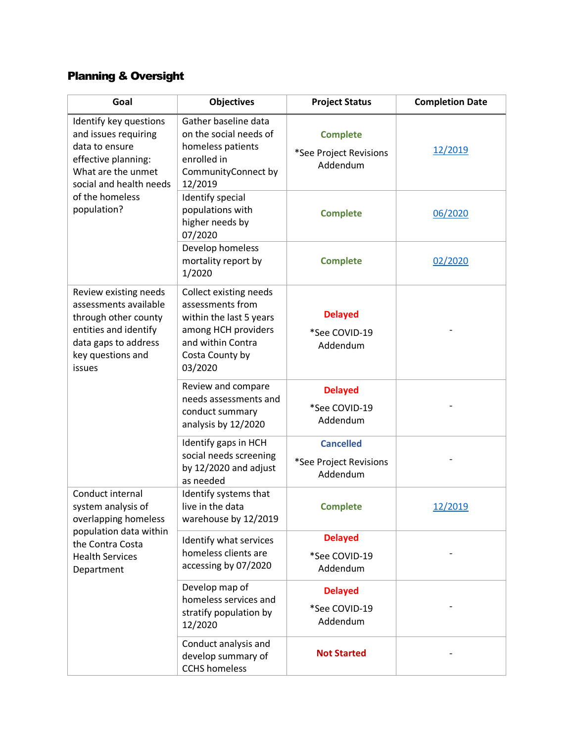## Planning & Oversight

| Goal | Objectives | Project Status | Completion Date |
|---|---|---|---|
| Identify key questions and issues requiring data to ensure effective planning: What are the unmet social and health needs of the homeless population? | Gather baseline data on the social needs of homeless patients enrolled in CommunityConnect by 12/2019 | **Complete** *See Project Revisions Addendum | 12/2019 |
| | Identify special populations with higher needs by 07/2020 | **Complete** | 06/2020 |
| | Develop homeless mortality report by 1/2020 | **Complete** | 02/2020 |
| Review existing needs assessments available through other county entities and identify data gaps to address key questions and issues | Collect existing needs assessments from within the last 5 years among HCH providers and within Contra Costa County by 03/2020 | **Delayed** *See COVID-19 Addendum | - |
| | Review and compare needs assessments and conduct summary analysis by 12/2020 | **Delayed** *See COVID-19 Addendum | - |
| | Identify gaps in HCH social needs screening by 12/2020 and adjust as needed | **Cancelled** *See Project Revisions Addendum | - |
| Conduct internal system analysis of overlapping homeless population data within the Contra Costa Health Services Department | Identify systems that live in the data warehouse by 12/2019 | **Complete** | 12/2019 |
| | Identify what services homeless clients are accessing by 07/2020 | **Delayed** *See COVID-19 Addendum | - |
| | Develop map of homeless services and stratify population by 12/2020 | **Delayed** *See COVID-19 Addendum | - |
| | Conduct analysis and develop summary of CCHS homeless | **Not Started** | - |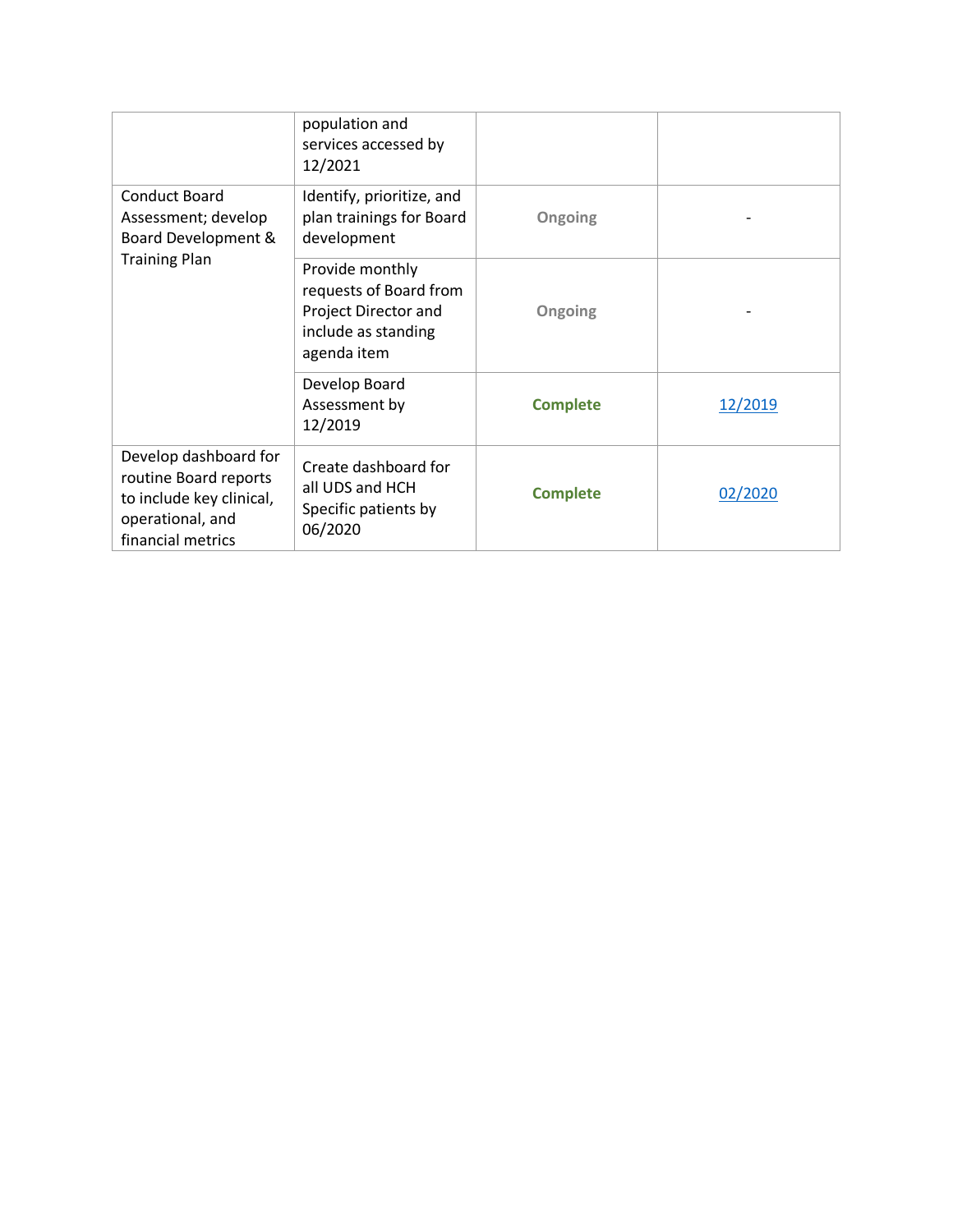| | | | |
|---|---|---|---|
| | population and services accessed by 12/2021 | | |
| Conduct Board Assessment; develop Board Development & Training Plan | Identify, prioritize, and plan trainings for Board development | **Ongoing** | - |
| | Provide monthly requests of Board from Project Director and include as standing agenda item | **Ongoing** | - |
| | Develop Board Assessment by 12/2019 | **Complete** | 12/2019 |
| Develop dashboard for routine Board reports to include key clinical, operational, and financial metrics | Create dashboard for all UDS and HCH Specific patients by 06/2020 | **Complete** | 02/2020 |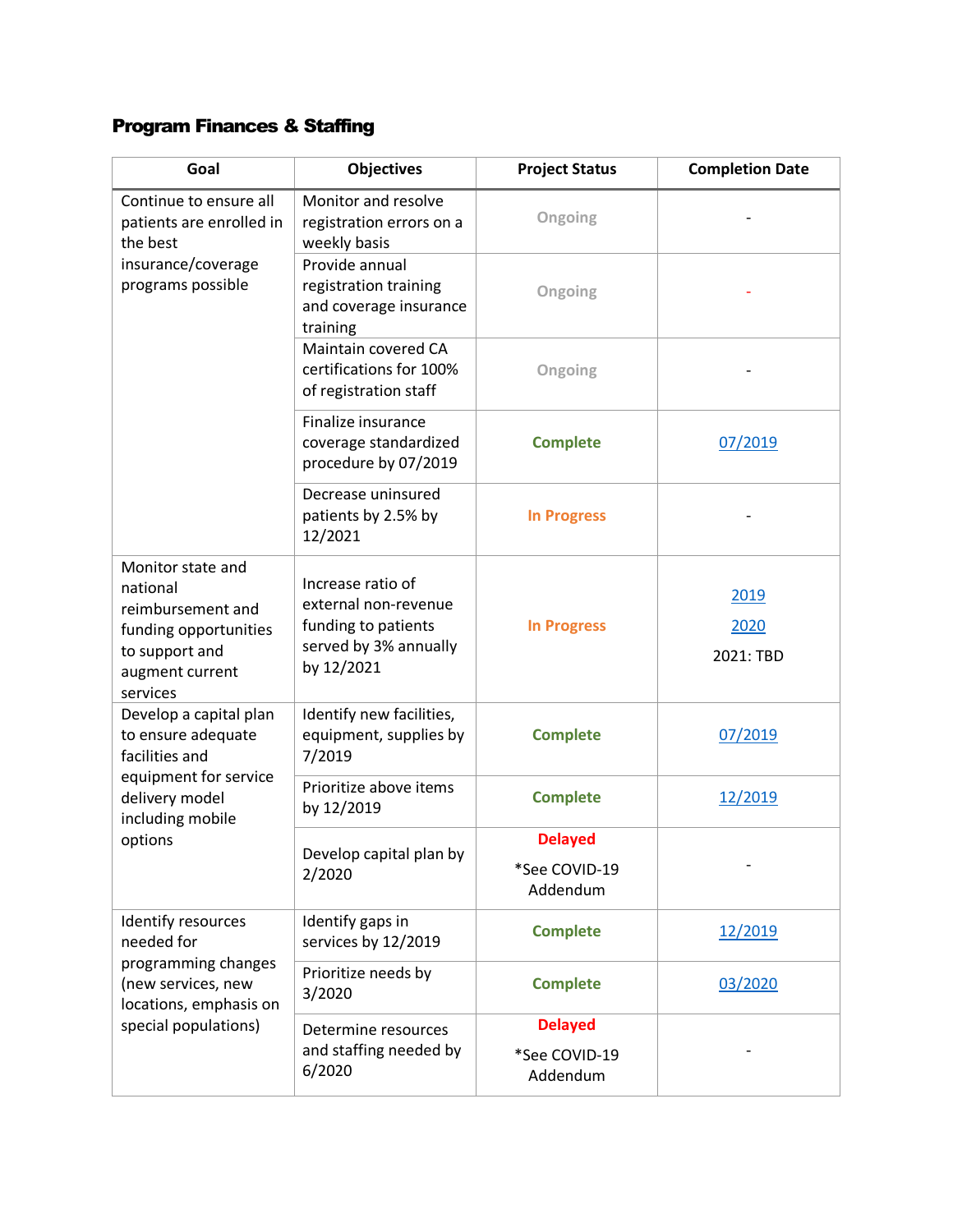## Program Finances & Staffing

| Goal | Objectives | Project Status | Completion Date |
|---|---|---|---|
| Continue to ensure all patients are enrolled in the best insurance/coverage programs possible | Monitor and resolve registration errors on a weekly basis | Ongoing | - |
| | Provide annual registration training and coverage insurance training | Ongoing | - |
| | Maintain covered CA certifications for 100% of registration staff | Ongoing | - |
| | Finalize insurance coverage standardized procedure by 07/2019 | Complete | 07/2019 |
| | Decrease uninsured patients by 2.5% by 12/2021 | In Progress | - |
| Monitor state and national reimbursement and funding opportunities to support and augment current services | Increase ratio of external non-revenue funding to patients served by 3% annually by 12/2021 | In Progress | 2019<br>2020<br>2021: TBD |
| Develop a capital plan to ensure adequate facilities and equipment for service delivery model including mobile options | Identify new facilities, equipment, supplies by 7/2019 | Complete | 07/2019 |
| | Prioritize above items by 12/2019 | Complete | 12/2019 |
| | Develop capital plan by 2/2020 | Delayed<br>*See COVID-19 Addendum | - |
| Identify resources needed for programming changes (new services, new locations, emphasis on special populations) | Identify gaps in services by 12/2019 | Complete | 12/2019 |
| | Prioritize needs by 3/2020 | Complete | 03/2020 |
| | Determine resources and staffing needed by 6/2020 | Delayed<br>*See COVID-19 Addendum | - |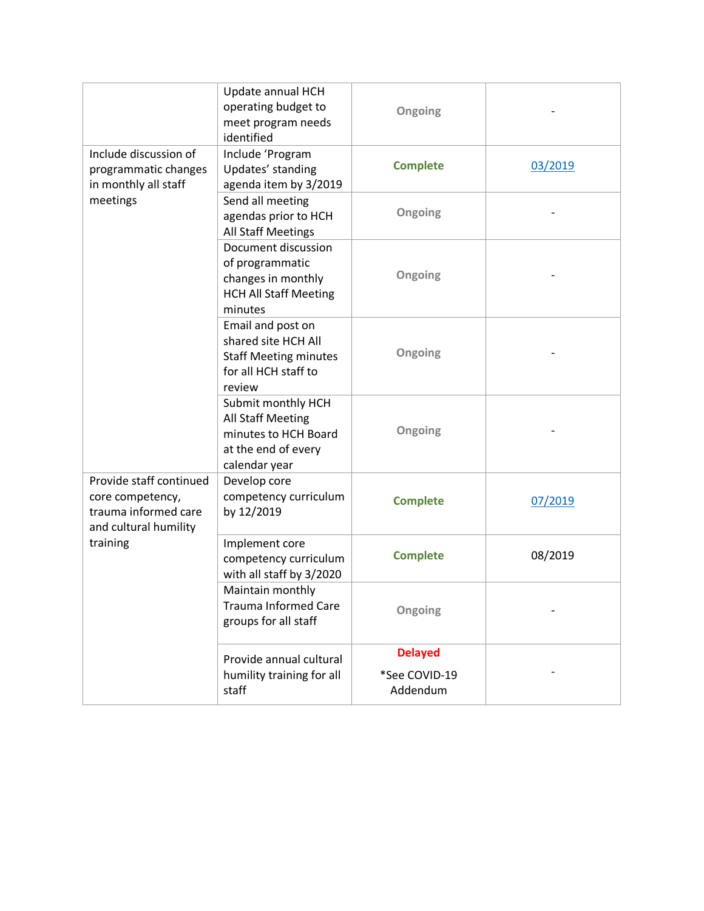| | | | |
|---|---|---|---|
| | Update annual HCH operating budget to meet program needs identified | **Ongoing** | - |
| Include discussion of programmatic changes in monthly all staff meetings | Include 'Program Updates' standing agenda item by 3/2019 | **Complete** | 03/2019 |
| | Send all meeting agendas prior to HCH All Staff Meetings | **Ongoing** | - |
| | Document discussion of programmatic changes in monthly HCH All Staff Meeting minutes | **Ongoing** | - |
| | Email and post on shared site HCH All Staff Meeting minutes for all HCH staff to review | **Ongoing** | - |
| | Submit monthly HCH All Staff Meeting minutes to HCH Board at the end of every calendar year | **Ongoing** | - |
| Provide staff continued core competency, trauma informed care and cultural humility training | Develop core competency curriculum by 12/2019 | **Complete** | 07/2019 |
| | Implement core competency curriculum with all staff by 3/2020 | **Complete** | 08/2019 |
| | Maintain monthly Trauma Informed Care groups for all staff | **Ongoing** | - |
| | Provide annual cultural humility training for all staff | **Delayed** *See COVID-19 Addendum | - |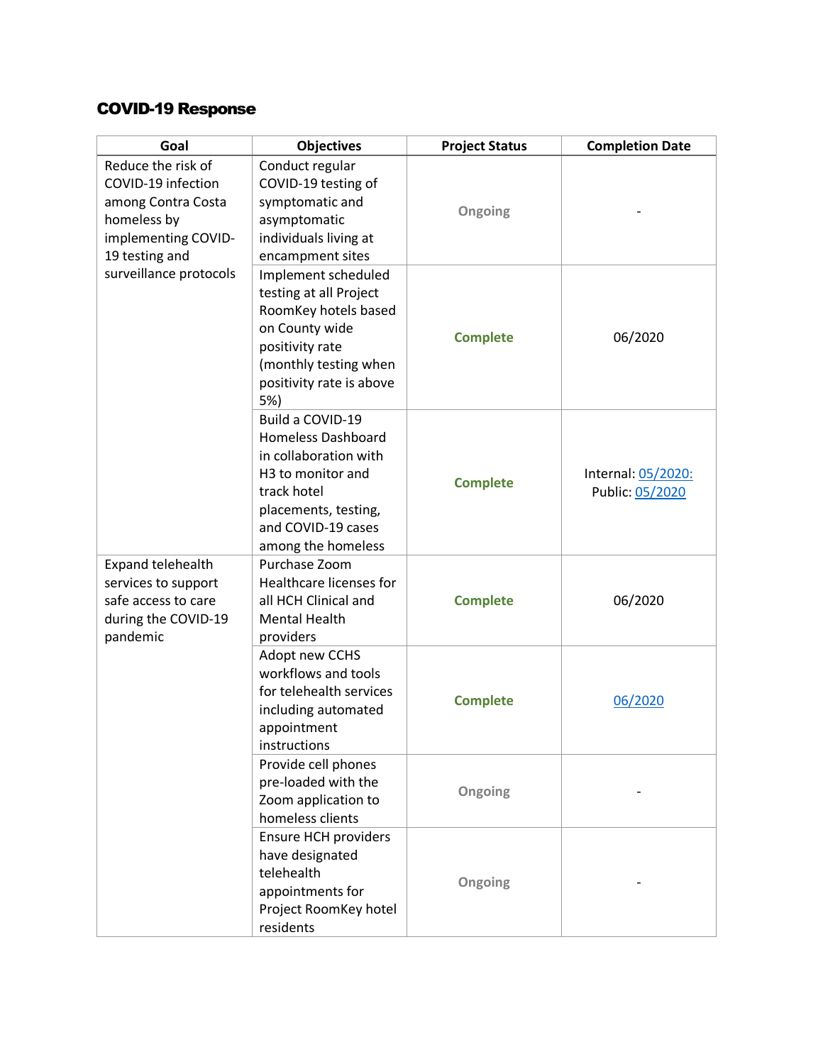## COVID-19 Response

| Goal | Objectives | Project Status | Completion Date |
|---|---|---|---|
| Reduce the risk of COVID-19 infection among Contra Costa homeless by implementing COVID-19 testing and surveillance protocols | Conduct regular COVID-19 testing of symptomatic and asymptomatic individuals living at encampment sites | Ongoing | - |
| | Implement scheduled testing at all Project RoomKey hotels based on County wide positivity rate (monthly testing when positivity rate is above 5%) | Complete | 06/2020 |
| | Build a COVID-19 Homeless Dashboard in collaboration with H3 to monitor and track hotel placements, testing, and COVID-19 cases among the homeless | Complete | Internal: 05/2020: Public: 05/2020 |
| Expand telehealth services to support safe access to care during the COVID-19 pandemic | Purchase Zoom Healthcare licenses for all HCH Clinical and Mental Health providers | Complete | 06/2020 |
| | Adopt new CCHS workflows and tools for telehealth services including automated appointment instructions | Complete | 06/2020 |
| | Provide cell phones pre-loaded with the Zoom application to homeless clients | Ongoing | - |
| | Ensure HCH providers have designated telehealth appointments for Project RoomKey hotel residents | Ongoing | - |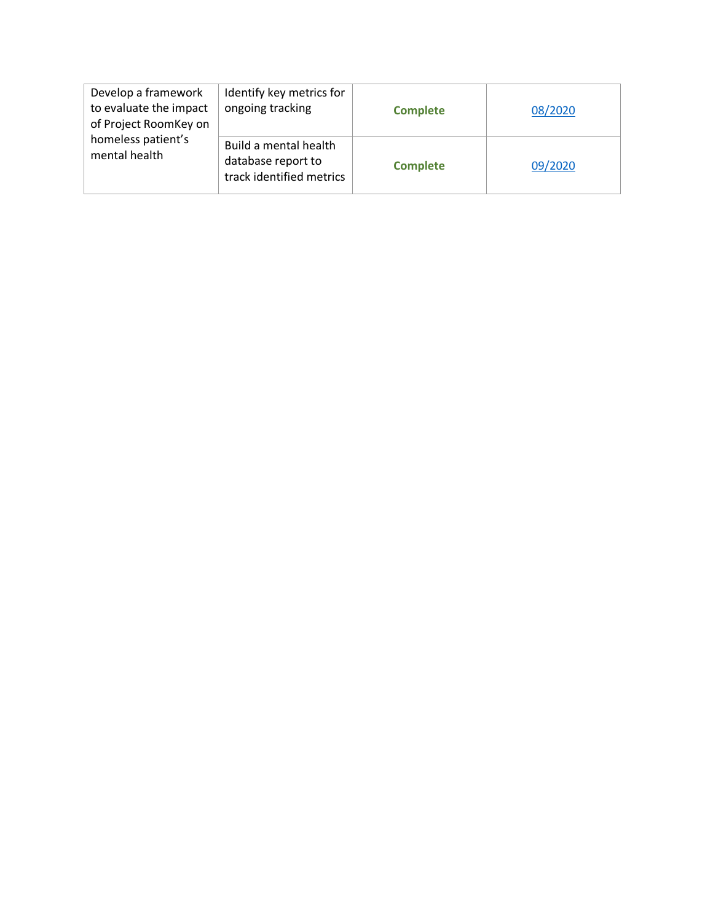| | | | |
|---|---|---|---|
| Develop a framework to evaluate the impact of Project RoomKey on homeless patient's mental health | Identify key metrics for ongoing tracking | **Complete** | 08/2020 |
| | Build a mental health database report to track identified metrics | **Complete** | 09/2020 |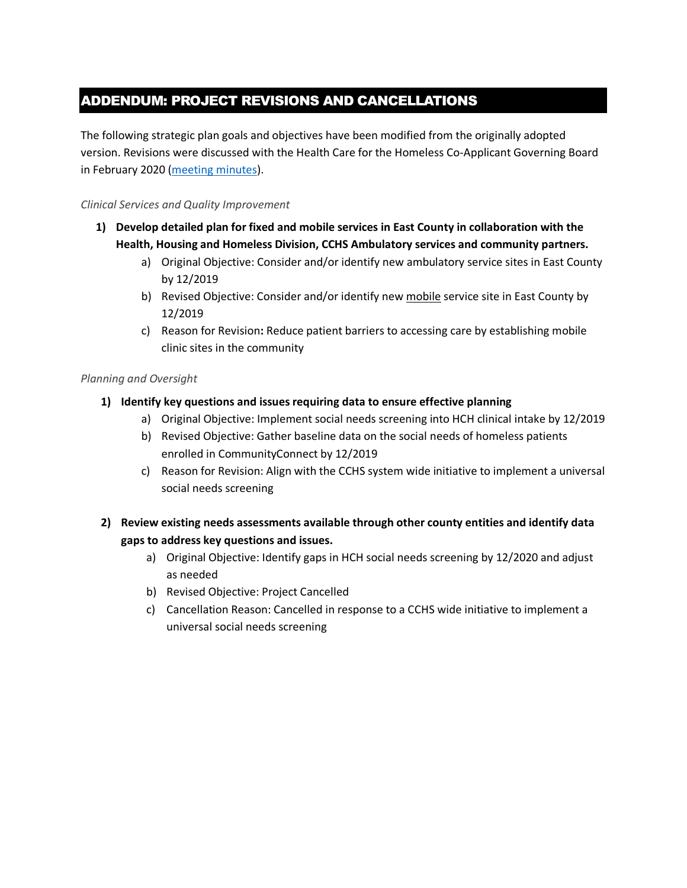## ADDENDUM: PROJECT REVISIONS AND CANCELLATIONS

The following strategic plan goals and objectives have been modified from the originally adopted version. Revisions were discussed with the Health Care for the Homeless Co-Applicant Governing Board in February 2020 ([meeting minutes]()).

*Clinical Services and Quality Improvement*

1) **Develop detailed plan for fixed and mobile services in East County in collaboration with the Health, Housing and Homeless Division, CCHS Ambulatory services and community partners.**
    a) Original Objective: Consider and/or identify new ambulatory service sites in East County by 12/2019
    b) Revised Objective: Consider and/or identify new <u>mobile</u> service site in East County by 12/2019
    c) Reason for Revision**:** Reduce patient barriers to accessing care by establishing mobile clinic sites in the community

*Planning and Oversight*

1) **Identify key questions and issues requiring data to ensure effective planning**
    a) Original Objective: Implement social needs screening into HCH clinical intake by 12/2019
    b) Revised Objective: Gather baseline data on the social needs of homeless patients enrolled in CommunityConnect by 12/2019
    c) Reason for Revision: Align with the CCHS system wide initiative to implement a universal social needs screening

2) **Review existing needs assessments available through other county entities and identify data gaps to address key questions and issues.**
    a) Original Objective: Identify gaps in HCH social needs screening by 12/2020 and adjust as needed
    b) Revised Objective: Project Cancelled
    c) Cancellation Reason: Cancelled in response to a CCHS wide initiative to implement a universal social needs screening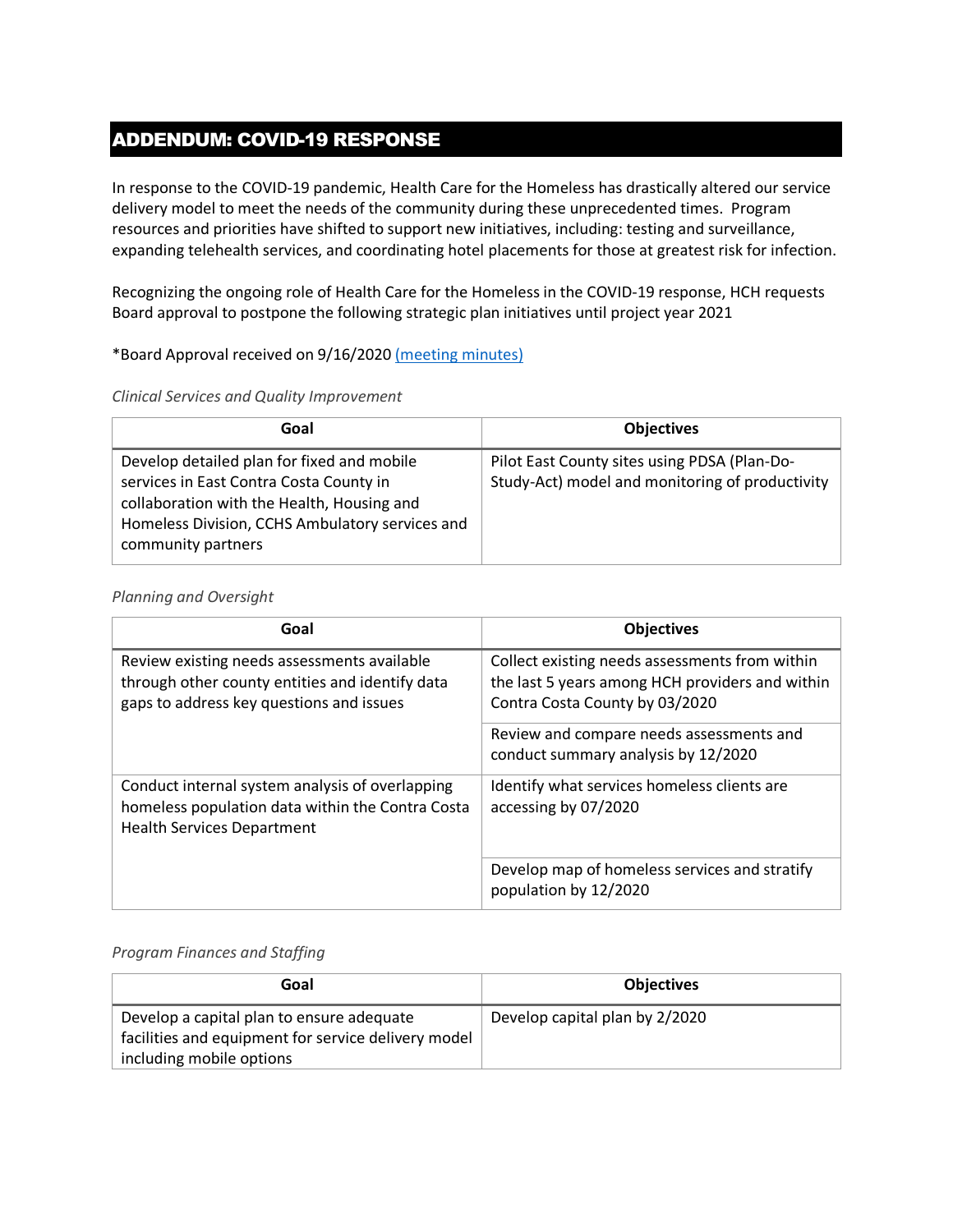## ADDENDUM: COVID-19 RESPONSE

In response to the COVID-19 pandemic, Health Care for the Homeless has drastically altered our service delivery model to meet the needs of the community during these unprecedented times. Program resources and priorities have shifted to support new initiatives, including: testing and surveillance, expanding telehealth services, and coordinating hotel placements for those at greatest risk for infection.

Recognizing the ongoing role of Health Care for the Homeless in the COVID-19 response, HCH requests Board approval to postpone the following strategic plan initiatives until project year 2021

*Board Approval received on 9/16/2020 (meeting minutes)

*Clinical Services and Quality Improvement*

| Goal | Objectives |
| --- | --- |
| Develop detailed plan for fixed and mobile services in East Contra Costa County in collaboration with the Health, Housing and Homeless Division, CCHS Ambulatory services and community partners | Pilot East County sites using PDSA (Plan-Do-Study-Act) model and monitoring of productivity |

*Planning and Oversight*

| Goal | Objectives |
| --- | --- |
| Review existing needs assessments available through other county entities and identify data gaps to address key questions and issues | Collect existing needs assessments from within the last 5 years among HCH providers and within Contra Costa County by 03/2020 |
| | Review and compare needs assessments and conduct summary analysis by 12/2020 |
| Conduct internal system analysis of overlapping homeless population data within the Contra Costa Health Services Department | Identify what services homeless clients are accessing by 07/2020 |
| | Develop map of homeless services and stratify population by 12/2020 |

*Program Finances and Staffing*

| Goal | Objectives |
| --- | --- |
| Develop a capital plan to ensure adequate facilities and equipment for service delivery model including mobile options | Develop capital plan by 2/2020 |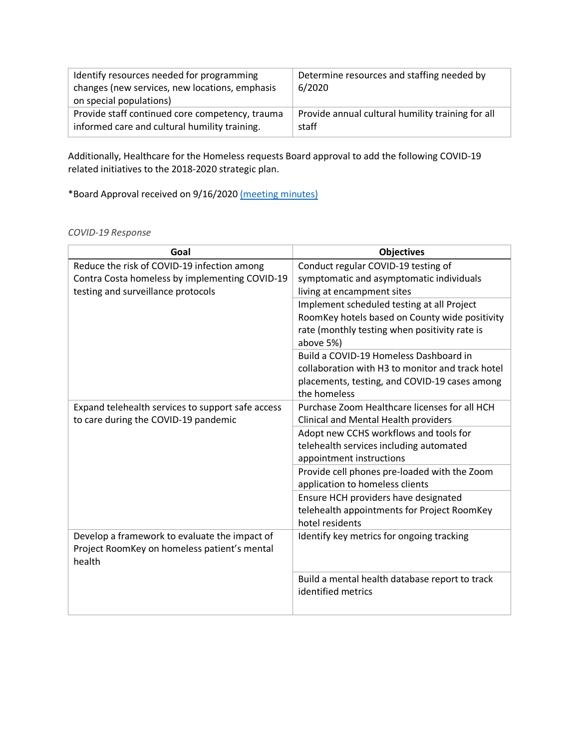| | |
|---|---|
| Identify resources needed for programming changes (new services, new locations, emphasis on special populations) | Determine resources and staffing needed by 6/2020 |
| Provide staff continued core competency, trauma informed care and cultural humility training. | Provide annual cultural humility training for all staff |

Additionally, Healthcare for the Homeless requests Board approval to add the following COVID-19 related initiatives to the 2018-2020 strategic plan.

*Board Approval received on 9/16/2020 [(meeting minutes)]

*COVID-19 Response*

| Goal | Objectives |
|---|---|
| Reduce the risk of COVID-19 infection among Contra Costa homeless by implementing COVID-19 testing and surveillance protocols | Conduct regular COVID-19 testing of symptomatic and asymptomatic individuals living at encampment sites |
| | Implement scheduled testing at all Project RoomKey hotels based on County wide positivity rate (monthly testing when positivity rate is above 5%) |
| | Build a COVID-19 Homeless Dashboard in collaboration with H3 to monitor and track hotel placements, testing, and COVID-19 cases among the homeless |
| Expand telehealth services to support safe access to care during the COVID-19 pandemic | Purchase Zoom Healthcare licenses for all HCH Clinical and Mental Health providers |
| | Adopt new CCHS workflows and tools for telehealth services including automated appointment instructions |
| | Provide cell phones pre-loaded with the Zoom application to homeless clients |
| | Ensure HCH providers have designated telehealth appointments for Project RoomKey hotel residents |
| Develop a framework to evaluate the impact of Project RoomKey on homeless patient's mental health | Identify key metrics for ongoing tracking |
| | Build a mental health database report to track identified metrics |